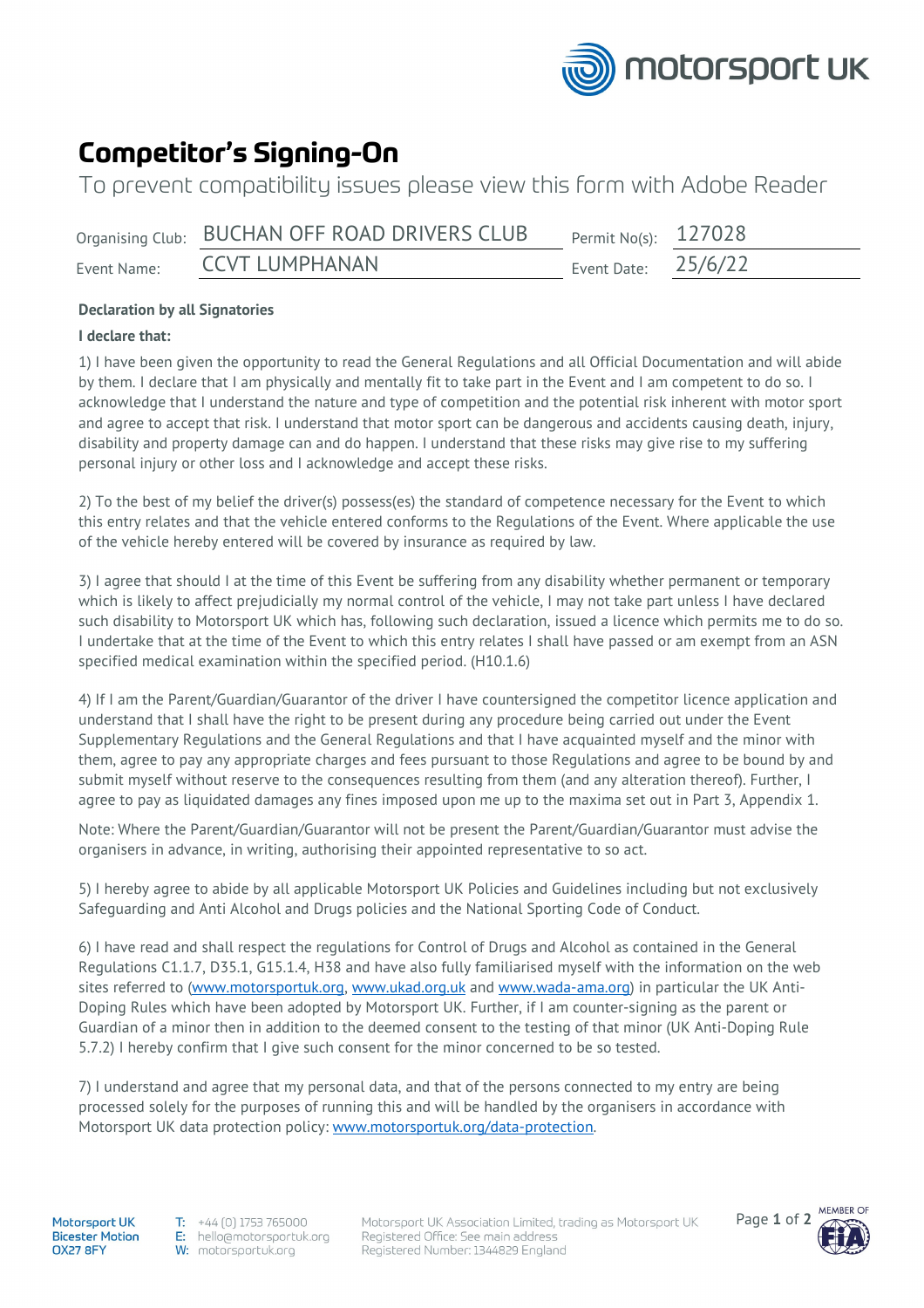# Competitor's Signing-On

To prevent compatibility issues please view this form with Adobe Reader

| | | | |
|---|---|---|---|
| Organising Club: | BUCHAN OFF ROAD DRIVERS CLUB | Permit No(s): | 127028 |
| Event Name: | CCVT LUMPHANAN | Event Date: | 25/6/22 |

**Declaration by all Signatories**

**I declare that:**

1) I have been given the opportunity to read the General Regulations and all Official Documentation and will abide by them. I declare that I am physically and mentally fit to take part in the Event and I am competent to do so. I acknowledge that I understand the nature and type of competition and the potential risk inherent with motor sport and agree to accept that risk. I understand that motor sport can be dangerous and accidents causing death, injury, disability and property damage can and do happen. I understand that these risks may give rise to my suffering personal injury or other loss and I acknowledge and accept these risks.

2) To the best of my belief the driver(s) possess(es) the standard of competence necessary for the Event to which this entry relates and that the vehicle entered conforms to the Regulations of the Event. Where applicable the use of the vehicle hereby entered will be covered by insurance as required by law.

3) I agree that should I at the time of this Event be suffering from any disability whether permanent or temporary which is likely to affect prejudicially my normal control of the vehicle, I may not take part unless I have declared such disability to Motorsport UK which has, following such declaration, issued a licence which permits me to do so. I undertake that at the time of the Event to which this entry relates I shall have passed or am exempt from an ASN specified medical examination within the specified period. (H10.1.6)

4) If I am the Parent/Guardian/Guarantor of the driver I have countersigned the competitor licence application and understand that I shall have the right to be present during any procedure being carried out under the Event Supplementary Regulations and the General Regulations and that I have acquainted myself and the minor with them, agree to pay any appropriate charges and fees pursuant to those Regulations and agree to be bound by and submit myself without reserve to the consequences resulting from them (and any alteration thereof). Further, I agree to pay as liquidated damages any fines imposed upon me up to the maxima set out in Part 3, Appendix 1.

Note: Where the Parent/Guardian/Guarantor will not be present the Parent/Guardian/Guarantor must advise the organisers in advance, in writing, authorising their appointed representative to so act.

5) I hereby agree to abide by all applicable Motorsport UK Policies and Guidelines including but not exclusively Safeguarding and Anti Alcohol and Drugs policies and the National Sporting Code of Conduct.

6) I have read and shall respect the regulations for Control of Drugs and Alcohol as contained in the General Regulations C1.1.7, D35.1, G15.1.4, H38 and have also fully familiarised myself with the information on the web sites referred to (www.motorsportuk.org, www.ukad.org.uk and www.wada-ama.org) in particular the UK Anti-Doping Rules which have been adopted by Motorsport UK. Further, if I am counter-signing as the parent or Guardian of a minor then in addition to the deemed consent to the testing of that minor (UK Anti-Doping Rule 5.7.2) I hereby confirm that I give such consent for the minor concerned to be so tested.

7) I understand and agree that my personal data, and that of the persons connected to my entry are being processed solely for the purposes of running this and will be handled by the organisers in accordance with Motorsport UK data protection policy: www.motorsportuk.org/data-protection.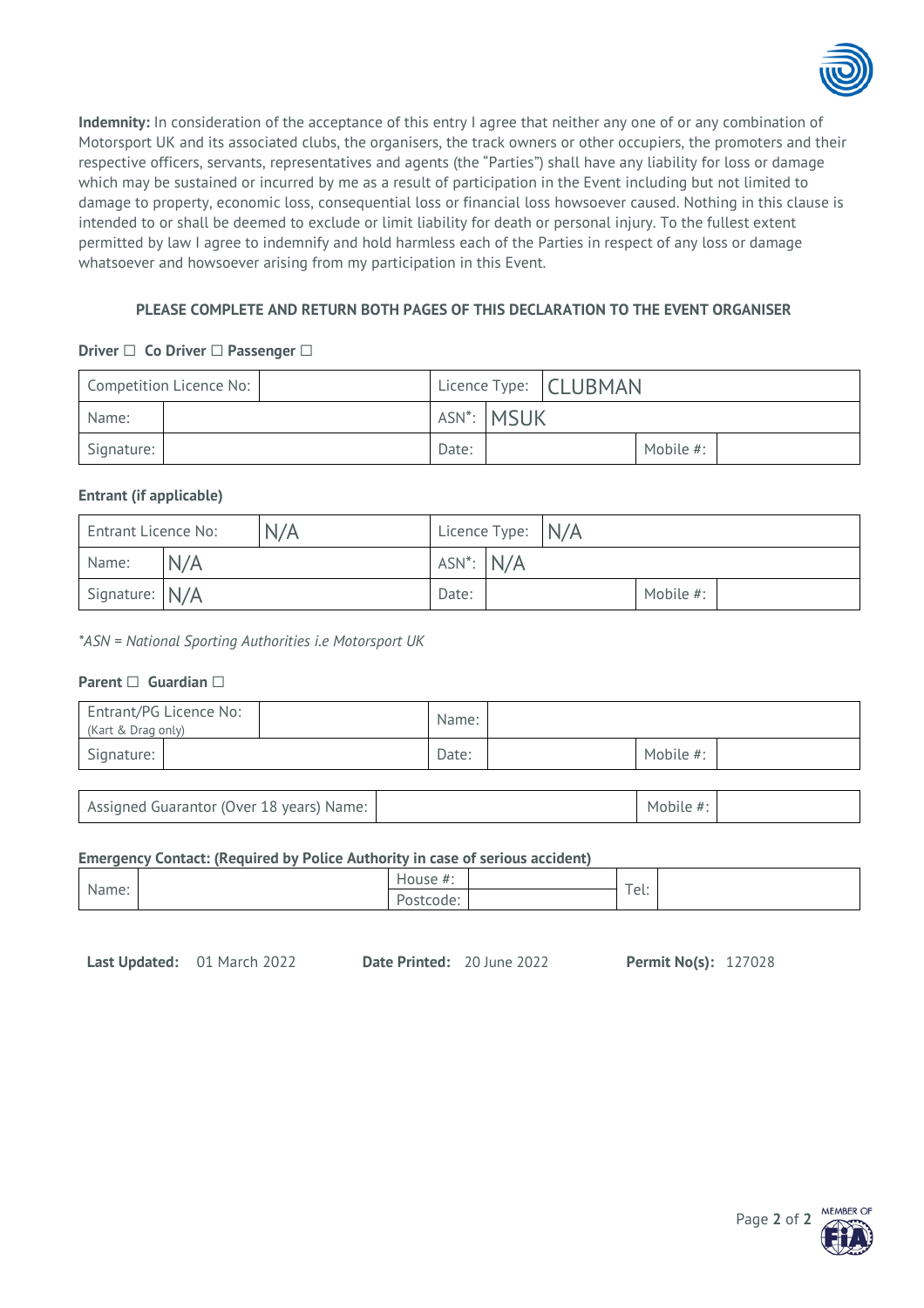**Indemnity:** In consideration of the acceptance of this entry I agree that neither any one of or any combination of Motorsport UK and its associated clubs, the organisers, the track owners or other occupiers, the promoters and their respective officers, servants, representatives and agents (the "Parties") shall have any liability for loss or damage which may be sustained or incurred by me as a result of participation in the Event including but not limited to damage to property, economic loss, consequential loss or financial loss howsoever caused. Nothing in this clause is intended to or shall be deemed to exclude or limit liability for death or personal injury. To the fullest extent permitted by law I agree to indemnify and hold harmless each of the Parties in respect of any loss or damage whatsoever and howsoever arising from my participation in this Event.

**PLEASE COMPLETE AND RETURN BOTH PAGES OF THIS DECLARATION TO THE EVENT ORGANISER**

**Driver ☐ Co Driver ☐ Passenger ☐**

| | | | | | |
|---|---|---|---|---|---|
| Competition Licence No: | | Licence Type: | CLUBMAN | | |
| Name: | | ASN*: | MSUK | | |
| Signature: | | Date: | | Mobile #: | |

**Entrant (if applicable)**

| | | | | | |
|---|---|---|---|---|---|
| Entrant Licence No: | N/A | Licence Type: | N/A | | |
| Name: | N/A | ASN*: | N/A | | |
| Signature: | N/A | Date: | | Mobile #: | |

*\*ASN = National Sporting Authorities i.e Motorsport UK*

**Parent ☐ Guardian ☐**

| | | | | | |
|---|---|---|---|---|---|
| Entrant/PG Licence No: (Kart & Drag only) | | Name: | | | |
| Signature: | | Date: | | Mobile #: | |

| | | | |
|---|---|---|---|
| Assigned Guarantor (Over 18 years) Name: | | Mobile #: | |

**Emergency Contact: (Required by Police Authority in case of serious accident)**

| | | | | | |
|---|---|---|---|---|---|
| Name: | | House #: | | Tel: | |
| | | Postcode: | | | |

**Last Updated:** 01 March 2022 **Date Printed:** 20 June 2022 **Permit No(s):** 127028